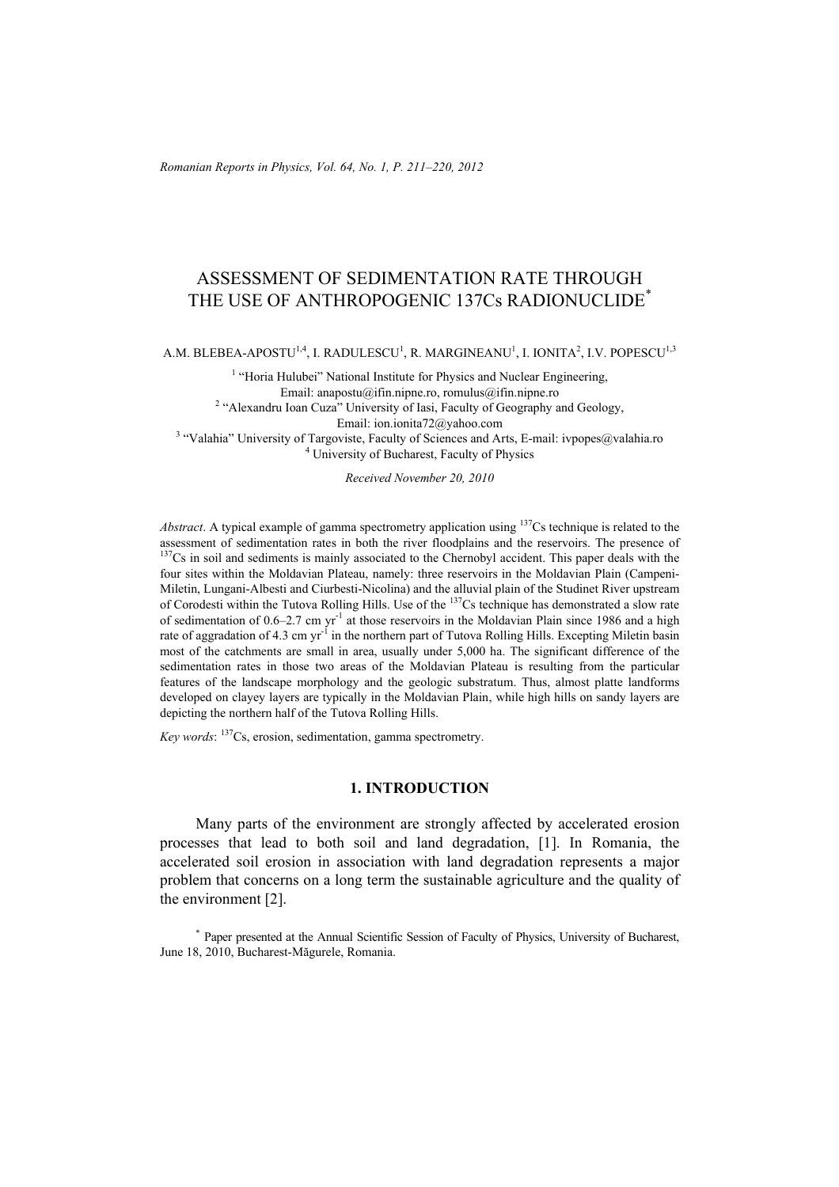# ASSESSMENT OF SEDIMENTATION RATE THROUGH THE USE OF ANTHROPOGENIC 137Cs RADIONUCLIDE[*]

A.M. BLEBEA-APOSTU[1,4], I. RADULESCU[1], R. MARGINEANU[1], I. IONITA[2], I.V. POPESCU[1,3]

[1] "Horia Hulubei" National Institute for Physics and Nuclear Engineering,
Email: anapostu@ifin.nipne.ro, romulus@ifin.nipne.ro

[2] "Alexandru Ioan Cuza" University of Iasi, Faculty of Geography and Geology,
Email: ion.ionita72@yahoo.com

[3] "Valahia" University of Targoviste, Faculty of Sciences and Arts, E-mail: ivpopes@valahia.ro

[4] University of Bucharest, Faculty of Physics

*Received November 20, 2010*

*Abstract*. A typical example of gamma spectrometry application using $^{137}$Cs technique is related to the assessment of sedimentation rates in both the river floodplains and the reservoirs. The presence of $^{137}$Cs in soil and sediments is mainly associated to the Chernobyl accident. This paper deals with the four sites within the Moldavian Plateau, namely: three reservoirs in the Moldavian Plain (Campeni-Miletin, Lungani-Albesti and Ciurbesti-Nicolina) and the alluvial plain of the Studinet River upstream of Corodesti within the Tutova Rolling Hills. Use of the $^{137}$Cs technique has demonstrated a slow rate of sedimentation of 0.6–2.7 cm yr$^{-1}$ at those reservoirs in the Moldavian Plain since 1986 and a high rate of aggradation of 4.3 cm yr$^{-1}$ in the northern part of Tutova Rolling Hills. Excepting Miletin basin most of the catchments are small in area, usually under 5,000 ha. The significant difference of the sedimentation rates in those two areas of the Moldavian Plateau is resulting from the particular features of the landscape morphology and the geologic substratum. Thus, almost platte landforms developed on clayey layers are typically in the Moldavian Plain, while high hills on sandy layers are depicting the northern half of the Tutova Rolling Hills.

*Key words*: $^{137}$Cs, erosion, sedimentation, gamma spectrometry.

## 1. INTRODUCTION

Many parts of the environment are strongly affected by accelerated erosion processes that lead to both soil and land degradation, [1]. In Romania, the accelerated soil erosion in association with land degradation represents a major problem that concerns on a long term the sustainable agriculture and the quality of the environment [2].

[*] Paper presented at the Annual Scientific Session of Faculty of Physics, University of Bucharest, June 18, 2010, Bucharest-Măgurele, Romania.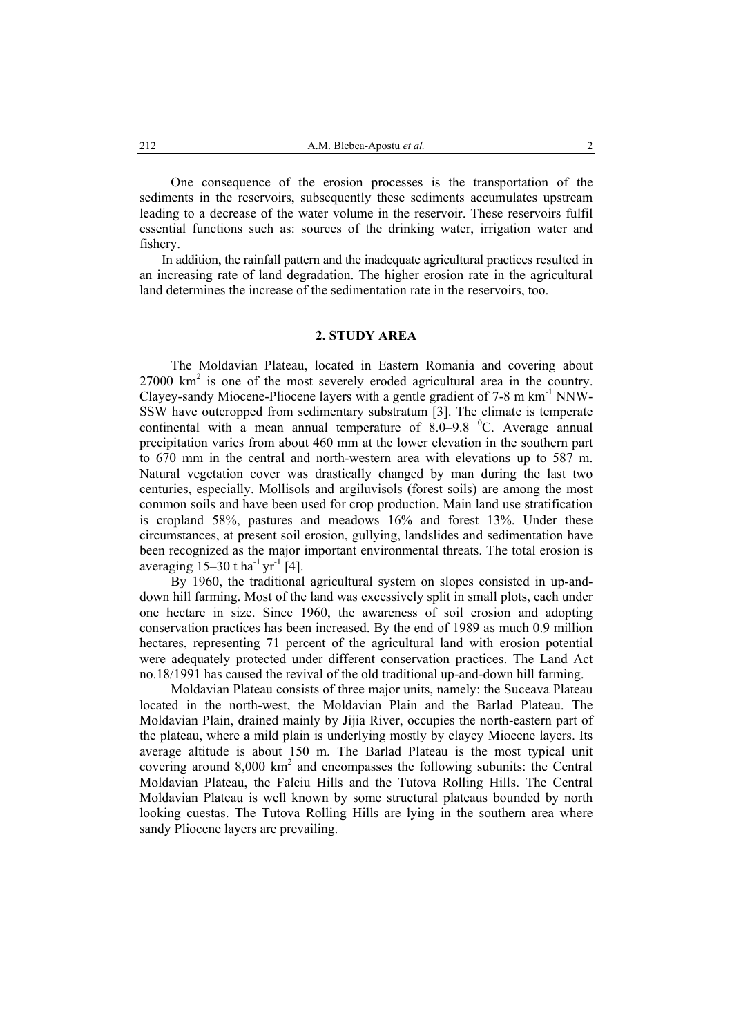One consequence of the erosion processes is the transportation of the sediments in the reservoirs, subsequently these sediments accumulates upstream leading to a decrease of the water volume in the reservoir. These reservoirs fulfil essential functions such as: sources of the drinking water, irrigation water and fishery.

In addition, the rainfall pattern and the inadequate agricultural practices resulted in an increasing rate of land degradation. The higher erosion rate in the agricultural land determines the increase of the sedimentation rate in the reservoirs, too.

## 2. STUDY AREA

The Moldavian Plateau, located in Eastern Romania and covering about 27000 $km^2$ is one of the most severely eroded agricultural area in the country. Clayey-sandy Miocene-Pliocene layers with a gentle gradient of 7-8 m $km^{-1}$ NNW-SSW have outcropped from sedimentary substratum [3]. The climate is temperate continental with a mean annual temperature of 8.0–9.8 $^0$C. Average annual precipitation varies from about 460 mm at the lower elevation in the southern part to 670 mm in the central and north-western area with elevations up to 587 m. Natural vegetation cover was drastically changed by man during the last two centuries, especially. Mollisols and argiluvisols (forest soils) are among the most common soils and have been used for crop production. Main land use stratification is cropland 58%, pastures and meadows 16% and forest 13%. Under these circumstances, at present soil erosion, gullying, landslides and sedimentation have been recognized as the major important environmental threats. The total erosion is averaging 15–30 t $ha^{-1}$ $yr^{-1}$ [4].

By 1960, the traditional agricultural system on slopes consisted in up-and-down hill farming. Most of the land was excessively split in small plots, each under one hectare in size. Since 1960, the awareness of soil erosion and adopting conservation practices has been increased. By the end of 1989 as much 0.9 million hectares, representing 71 percent of the agricultural land with erosion potential were adequately protected under different conservation practices. The Land Act no.18/1991 has caused the revival of the old traditional up-and-down hill farming.

Moldavian Plateau consists of three major units, namely: the Suceava Plateau located in the north-west, the Moldavian Plain and the Barlad Plateau. The Moldavian Plain, drained mainly by Jijia River, occupies the north-eastern part of the plateau, where a mild plain is underlying mostly by clayey Miocene layers. Its average altitude is about 150 m. The Barlad Plateau is the most typical unit covering around 8,000 $km^2$ and encompasses the following subunits: the Central Moldavian Plateau, the Falciu Hills and the Tutova Rolling Hills. The Central Moldavian Plateau is well known by some structural plateaus bounded by north looking cuestas. The Tutova Rolling Hills are lying in the southern area where sandy Pliocene layers are prevailing.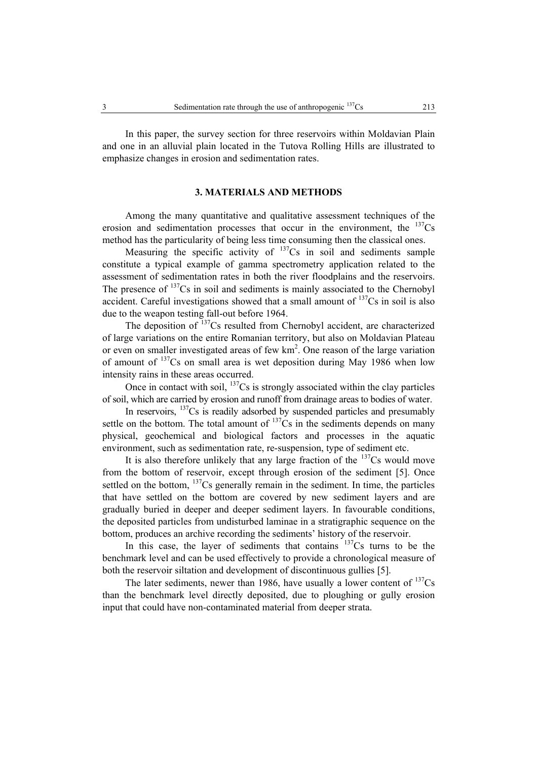In this paper, the survey section for three reservoirs within Moldavian Plain and one in an alluvial plain located in the Tutova Rolling Hills are illustrated to emphasize changes in erosion and sedimentation rates.

## 3. MATERIALS AND METHODS

Among the many quantitative and qualitative assessment techniques of the erosion and sedimentation processes that occur in the environment, the $^{137}$Cs method has the particularity of being less time consuming then the classical ones.

Measuring the specific activity of $^{137}$Cs in soil and sediments sample constitute a typical example of gamma spectrometry application related to the assessment of sedimentation rates in both the river floodplains and the reservoirs. The presence of $^{137}$Cs in soil and sediments is mainly associated to the Chernobyl accident. Careful investigations showed that a small amount of $^{137}$Cs in soil is also due to the weapon testing fall-out before 1964.

The deposition of $^{137}$Cs resulted from Chernobyl accident, are characterized of large variations on the entire Romanian territory, but also on Moldavian Plateau or even on smaller investigated areas of few km$^2$. One reason of the large variation of amount of $^{137}$Cs on small area is wet deposition during May 1986 when low intensity rains in these areas occurred.

Once in contact with soil, $^{137}$Cs is strongly associated within the clay particles of soil, which are carried by erosion and runoff from drainage areas to bodies of water.

In reservoirs, $^{137}$Cs is readily adsorbed by suspended particles and presumably settle on the bottom. The total amount of $^{137}$Cs in the sediments depends on many physical, geochemical and biological factors and processes in the aquatic environment, such as sedimentation rate, re-suspension, type of sediment etc.

It is also therefore unlikely that any large fraction of the $^{137}$Cs would move from the bottom of reservoir, except through erosion of the sediment [5]. Once settled on the bottom, $^{137}$Cs generally remain in the sediment. In time, the particles that have settled on the bottom are covered by new sediment layers and are gradually buried in deeper and deeper sediment layers. In favourable conditions, the deposited particles from undisturbed laminae in a stratigraphic sequence on the bottom, produces an archive recording the sediments' history of the reservoir.

In this case, the layer of sediments that contains $^{137}$Cs turns to be the benchmark level and can be used effectively to provide a chronological measure of both the reservoir siltation and development of discontinuous gullies [5].

The later sediments, newer than 1986, have usually a lower content of $^{137}$Cs than the benchmark level directly deposited, due to ploughing or gully erosion input that could have non-contaminated material from deeper strata.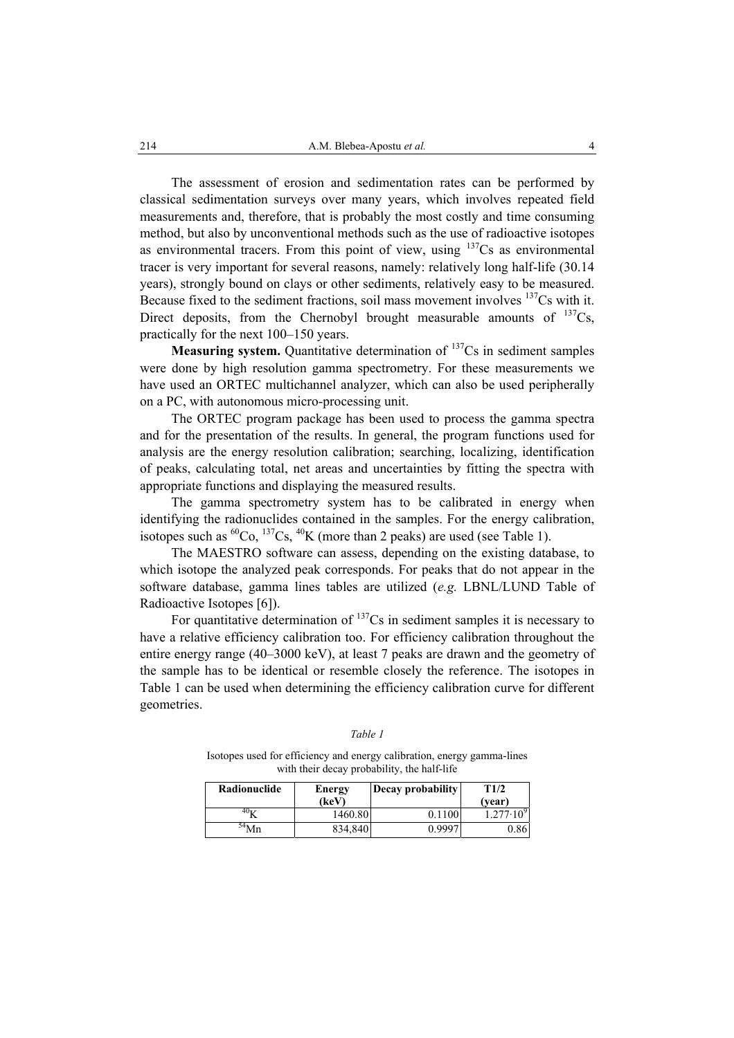The assessment of erosion and sedimentation rates can be performed by classical sedimentation surveys over many years, which involves repeated field measurements and, therefore, that is probably the most costly and time consuming method, but also by unconventional methods such as the use of radioactive isotopes as environmental tracers. From this point of view, using $^{137}$Cs as environmental tracer is very important for several reasons, namely: relatively long half-life (30.14 years), strongly bound on clays or other sediments, relatively easy to be measured. Because fixed to the sediment fractions, soil mass movement involves $^{137}$Cs with it. Direct deposits, from the Chernobyl brought measurable amounts of $^{137}$Cs, practically for the next 100–150 years.

**Measuring system.** Quantitative determination of $^{137}$Cs in sediment samples were done by high resolution gamma spectrometry. For these measurements we have used an ORTEC multichannel analyzer, which can also be used peripherally on a PC, with autonomous micro-processing unit.

The ORTEC program package has been used to process the gamma spectra and for the presentation of the results. In general, the program functions used for analysis are the energy resolution calibration; searching, localizing, identification of peaks, calculating total, net areas and uncertainties by fitting the spectra with appropriate functions and displaying the measured results.

The gamma spectrometry system has to be calibrated in energy when identifying the radionuclides contained in the samples. For the energy calibration, isotopes such as $^{60}$Co, $^{137}$Cs, $^{40}$K (more than 2 peaks) are used (see Table 1).

The MAESTRO software can assess, depending on the existing database, to which isotope the analyzed peak corresponds. For peaks that do not appear in the software database, gamma lines tables are utilized (*e.g.* LBNL/LUND Table of Radioactive Isotopes [6]).

For quantitative determination of $^{137}$Cs in sediment samples it is necessary to have a relative efficiency calibration too. For efficiency calibration throughout the entire energy range (40–3000 keV), at least 7 peaks are drawn and the geometry of the sample has to be identical or resemble closely the reference. The isotopes in Table 1 can be used when determining the efficiency calibration curve for different geometries.

*Table 1*

Isotopes used for efficiency and energy calibration, energy gamma-lines with their decay probability, the half-life

| Radionuclide | Energy (keV) | Decay probability | T1/2 (year) |
|---|---|---|---|
| $^{40}$K | 1460.80 | 0.1100 | $1.277 \cdot 10^{9}$ |
| $^{54}$Mn | 834,840 | 0.9997 | 0.86 |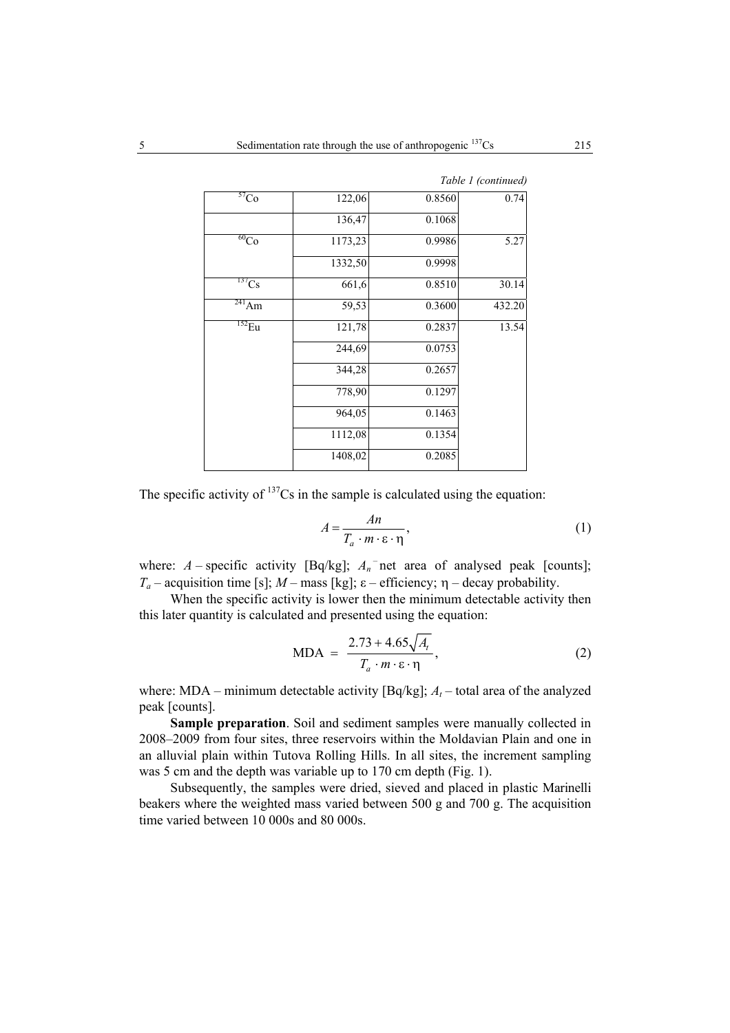*Table 1 (continued)*

| | | | |
|---|---|---|---|
| $^{57}Co$ | 122,06 | 0.8560 | 0.74 |
| | 136,47 | 0.1068 | |
| $^{60}Co$ | 1173,23 | 0.9986 | 5.27 |
| | 1332,50 | 0.9998 | |
| $^{137}Cs$ | 661,6 | 0.8510 | 30.14 |
| $^{241}Am$ | 59,53 | 0.3600 | 432.20 |
| $^{152}Eu$ | 121,78 | 0.2837 | 13.54 |
| | 244,69 | 0.0753 | |
| | 344,28 | 0.2657 | |
| | 778,90 | 0.1297 | |
| | 964,05 | 0.1463 | |
| | 1112,08 | 0.1354 | |
| | 1408,02 | 0.2085 | |

The specific activity of $^{137}Cs$ in the sample is calculated using the equation:

$$A = \frac{An}{T_a \cdot m \cdot \varepsilon \cdot \eta}, \tag{1}$$

where: $A$ – specific activity [Bq/kg]; $A_n$ – net area of analysed peak [counts]; $T_a$ – acquisition time [s]; $M$ – mass [kg]; $\varepsilon$ – efficiency; $\eta$ – decay probability.

When the specific activity is lower then the minimum detectable activity then this later quantity is calculated and presented using the equation:

$$\text{MDA} = \frac{2.73 + 4.65\sqrt{A_t}}{T_a \cdot m \cdot \varepsilon \cdot \eta}, \tag{2}$$

where: MDA – minimum detectable activity [Bq/kg]; $A_t$ – total area of the analyzed peak [counts].

**Sample preparation**. Soil and sediment samples were manually collected in 2008–2009 from four sites, three reservoirs within the Moldavian Plain and one in an alluvial plain within Tutova Rolling Hills. In all sites, the increment sampling was 5 cm and the depth was variable up to 170 cm depth (Fig. 1).

Subsequently, the samples were dried, sieved and placed in plastic Marinelli beakers where the weighted mass varied between 500 g and 700 g. The acquisition time varied between 10 000s and 80 000s.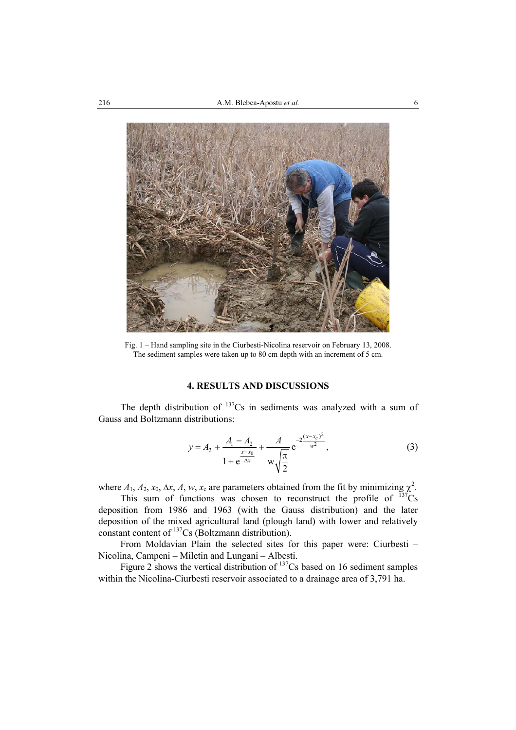Fig. 1 – Hand sampling site in the Ciurbesti-Nicolina reservoir on February 13, 2008. The sediment samples were taken up to 80 cm depth with an increment of 5 cm.

## 4. RESULTS AND DISCUSSIONS

The depth distribution of $^{137}Cs$ in sediments was analyzed with a sum of Gauss and Boltzmann distributions:

$$y = A_2 + \frac{A_1 - A_2}{1 + e^{\frac{x - x_0}{\Delta x}}} + \frac{A}{w\sqrt{\frac{\pi}{2}}} e^{-2\frac{(x - x_c)^2}{w^2}}, \tag{3}$$

where $A_1$, $A_2$, $x_0$, $\Delta x$, $A$, $w$, $x_c$ are parameters obtained from the fit by minimizing $\chi^2$.

This sum of functions was chosen to reconstruct the profile of $^{137}Cs$ deposition from 1986 and 1963 (with the Gauss distribution) and the later deposition of the mixed agricultural land (plough land) with lower and relatively constant content of $^{137}Cs$ (Boltzmann distribution).

From Moldavian Plain the selected sites for this paper were: Ciurbesti – Nicolina, Campeni – Miletin and Lungani – Albesti.

Figure 2 shows the vertical distribution of $^{137}Cs$ based on 16 sediment samples within the Nicolina-Ciurbesti reservoir associated to a drainage area of 3,791 ha.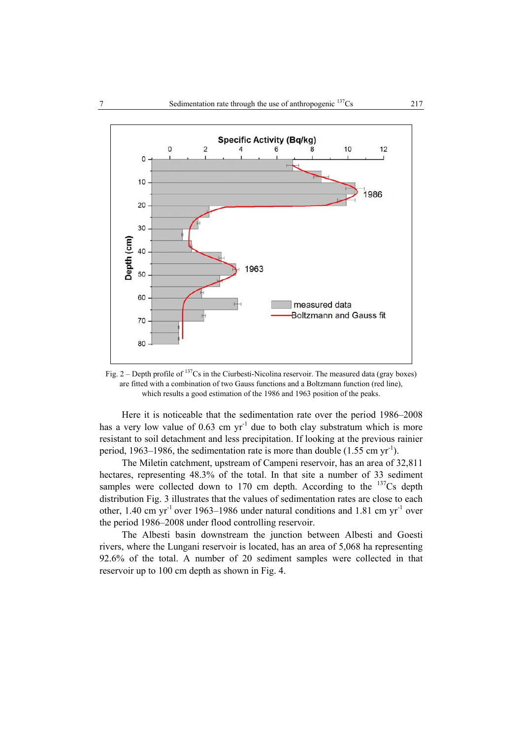Fig. 2 – Depth profile of $^{137}$Cs in the Ciurbesti-Nicolina reservoir. The measured data (gray boxes) are fitted with a combination of two Gauss functions and a Boltzmann function (red line), which results a good estimation of the 1986 and 1963 position of the peaks.

Here it is noticeable that the sedimentation rate over the period 1986–2008 has a very low value of 0.63 cm yr$^{-1}$ due to both clay substratum which is more resistant to soil detachment and less precipitation. If looking at the previous rainier period, 1963–1986, the sedimentation rate is more than double (1.55 cm yr$^{-1}$).

The Miletin catchment, upstream of Campeni reservoir, has an area of 32,811 hectares, representing 48.3% of the total. In that site a number of 33 sediment samples were collected down to 170 cm depth. According to the $^{137}$Cs depth distribution Fig. 3 illustrates that the values of sedimentation rates are close to each other, 1.40 cm yr$^{-1}$ over 1963–1986 under natural conditions and 1.81 cm yr$^{-1}$ over the period 1986–2008 under flood controlling reservoir.

The Albesti basin downstream the junction between Albesti and Goesti rivers, where the Lungani reservoir is located, has an area of 5,068 ha representing 92.6% of the total. A number of 20 sediment samples were collected in that reservoir up to 100 cm depth as shown in Fig. 4.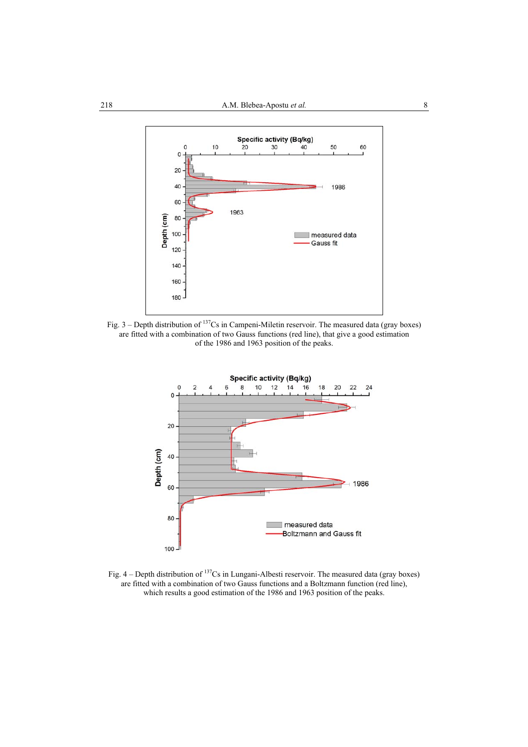Fig. 3 – Depth distribution of $^{137}$Cs in Campeni-Miletin reservoir. The measured data (gray boxes) are fitted with a combination of two Gauss functions (red line), that give a good estimation of the 1986 and 1963 position of the peaks.

Fig. 4 – Depth distribution of $^{137}$Cs in Lungani-Albesti reservoir. The measured data (gray boxes) are fitted with a combination of two Gauss functions and a Boltzmann function (red line), which results a good estimation of the 1986 and 1963 position of the peaks.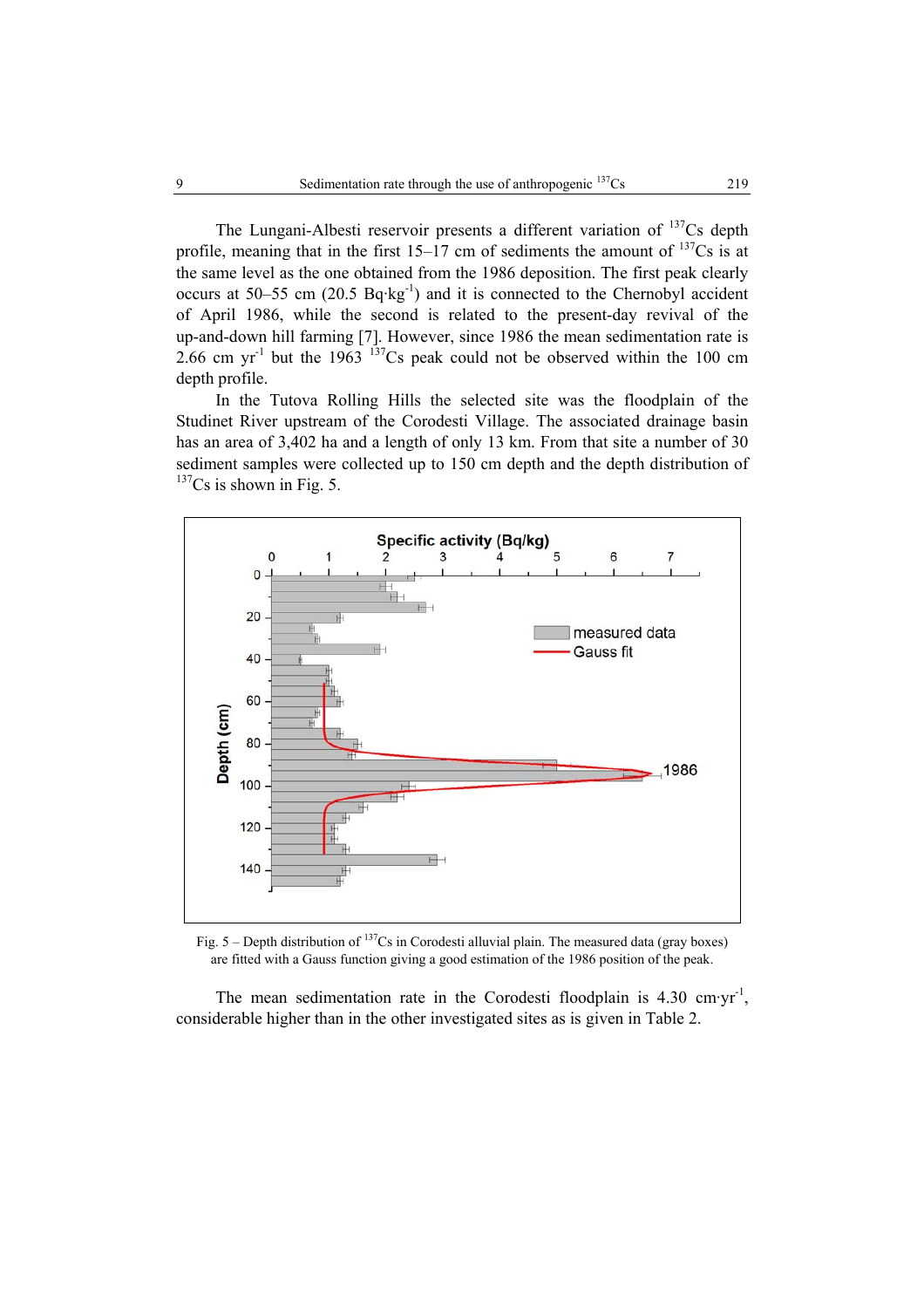The Lungani-Albesti reservoir presents a different variation of $^{137}$Cs depth profile, meaning that in the first 15–17 cm of sediments the amount of $^{137}$Cs is at the same level as the one obtained from the 1986 deposition. The first peak clearly occurs at 50–55 cm (20.5 Bq·kg$^{-1}$) and it is connected to the Chernobyl accident of April 1986, while the second is related to the present-day revival of the up-and-down hill farming [7]. However, since 1986 the mean sedimentation rate is 2.66 cm yr$^{-1}$ but the 1963 $^{137}$Cs peak could not be observed within the 100 cm depth profile.

In the Tutova Rolling Hills the selected site was the floodplain of the Studinet River upstream of the Corodesti Village. The associated drainage basin has an area of 3,402 ha and a length of only 13 km. From that site a number of 30 sediment samples were collected up to 150 cm depth and the depth distribution of $^{137}$Cs is shown in Fig. 5.

Fig. 5 – Depth distribution of $^{137}$Cs in Corodesti alluvial plain. The measured data (gray boxes) are fitted with a Gauss function giving a good estimation of the 1986 position of the peak.

The mean sedimentation rate in the Corodesti floodplain is 4.30 cm·yr$^{-1}$, considerable higher than in the other investigated sites as is given in Table 2.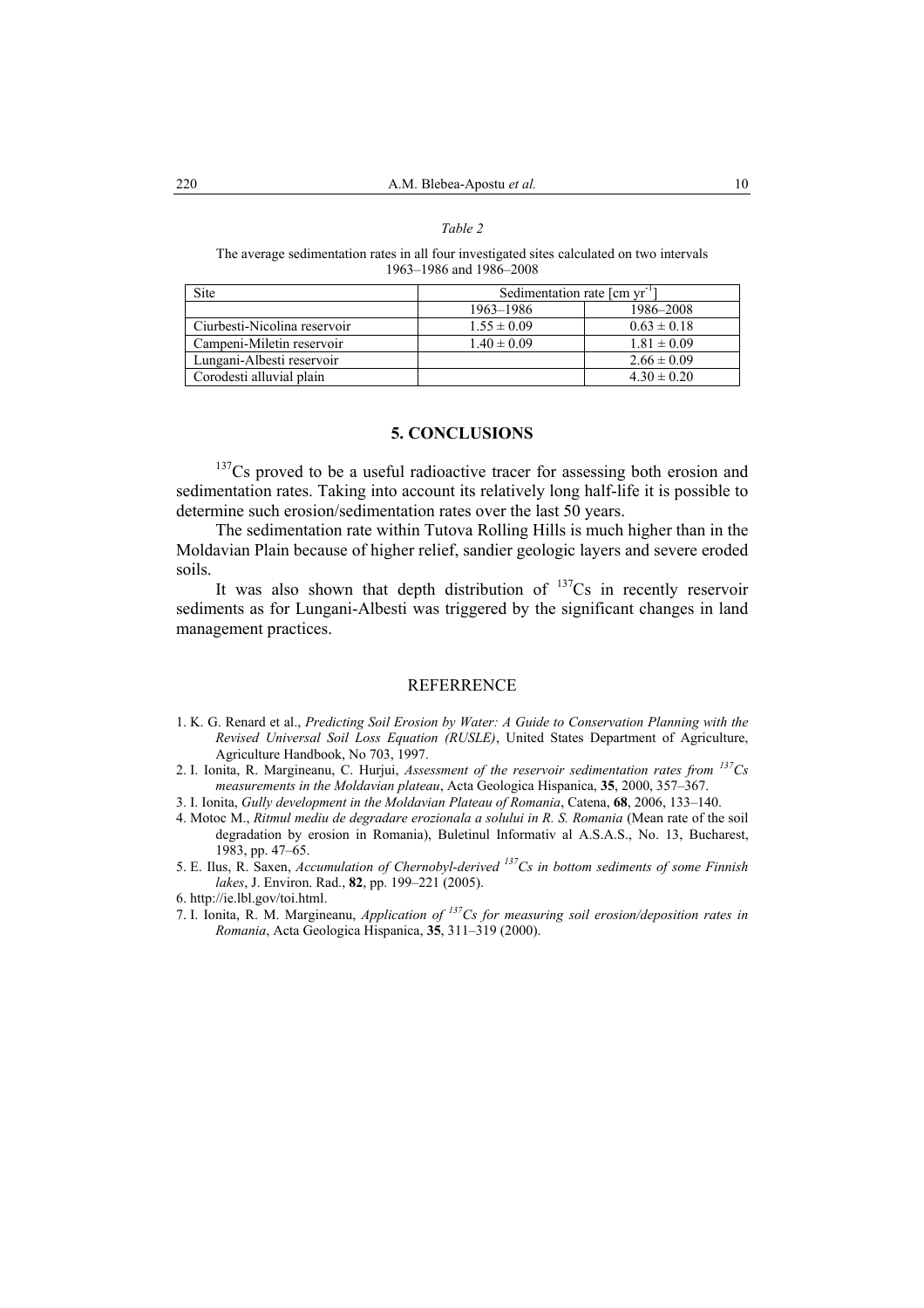*Table 2*

The average sedimentation rates in all four investigated sites calculated on two intervals 1963–1986 and 1986–2008

| Site | Sedimentation rate [cm $yr^{-1}$] | |
|---|---|---|
| | 1963–1986 | 1986–2008 |
| Ciurbesti-Nicolina reservoir | $1.55 \pm 0.09$ | $0.63 \pm 0.18$ |
| Campeni-Miletin reservoir | $1.40 \pm 0.09$ | $1.81 \pm 0.09$ |
| Lungani-Albesti reservoir | | $2.66 \pm 0.09$ |
| Corodesti alluvial plain | | $4.30 \pm 0.20$ |

## 5. CONCLUSIONS

$^{137}Cs$ proved to be a useful radioactive tracer for assessing both erosion and sedimentation rates. Taking into account its relatively long half-life it is possible to determine such erosion/sedimentation rates over the last 50 years.

The sedimentation rate within Tutova Rolling Hills is much higher than in the Moldavian Plain because of higher relief, sandier geologic layers and severe eroded soils.

It was also shown that depth distribution of $^{137}Cs$ in recently reservoir sediments as for Lungani-Albesti was triggered by the significant changes in land management practices.

## REFERRENCE

1. K. G. Renard et al., *Predicting Soil Erosion by Water: A Guide to Conservation Planning with the Revised Universal Soil Loss Equation (RUSLE)*, United States Department of Agriculture, Agriculture Handbook, No 703, 1997.
2. I. Ionita, R. Margineanu, C. Hurjui, *Assessment of the reservoir sedimentation rates from $^{137}Cs$ measurements in the Moldavian plateau*, Acta Geologica Hispanica, **35**, 2000, 357–367.
3. I. Ionita, *Gully development in the Moldavian Plateau of Romania*, Catena, **68**, 2006, 133–140.
4. Motoc M., *Ritmul mediu de degradare erozionala a solului in R. S. Romania* (Mean rate of the soil degradation by erosion in Romania), Buletinul Informativ al A.S.A.S., No. 13, Bucharest, 1983, pp. 47–65.
5. E. Ilus, R. Saxen, *Accumulation of Chernobyl-derived $^{137}Cs$ in bottom sediments of some Finnish lakes*, J. Environ. Rad., **82**, pp. 199–221 (2005).
6. http://ie.lbl.gov/toi.html.
7. I. Ionita, R. M. Margineanu, *Application of $^{137}Cs$ for measuring soil erosion/deposition rates in Romania*, Acta Geologica Hispanica, **35**, 311–319 (2000).